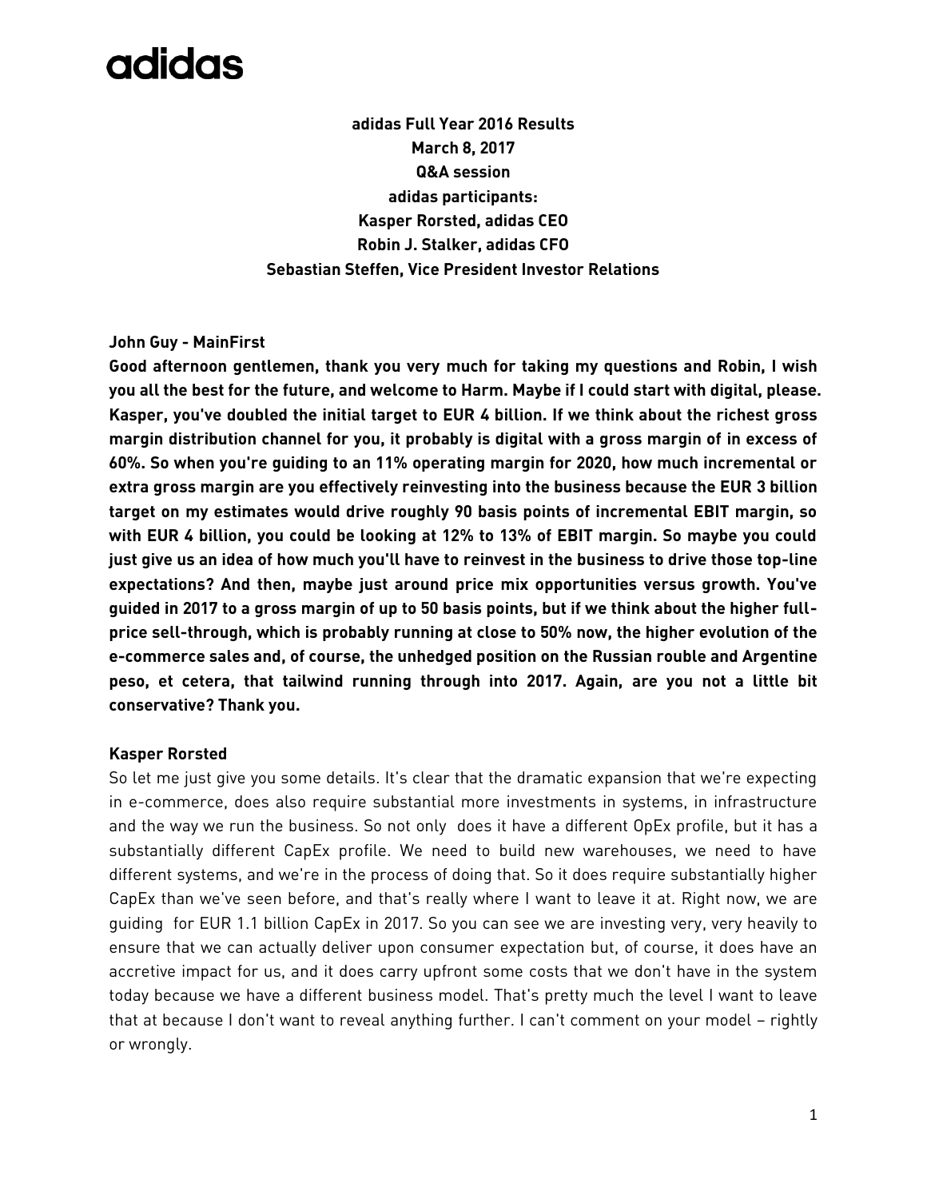adidas

**adidas Full Year 2016 Results**
**March 8, 2017**
**Q&A session**
**adidas participants:**
**Kasper Rorsted, adidas CEO**
**Robin J. Stalker, adidas CFO**
**Sebastian Steffen, Vice President Investor Relations**

**John Guy - MainFirst**

**Good afternoon gentlemen, thank you very much for taking my questions and Robin, I wish you all the best for the future, and welcome to Harm. Maybe if I could start with digital, please. Kasper, you've doubled the initial target to EUR 4 billion. If we think about the richest gross margin distribution channel for you, it probably is digital with a gross margin of in excess of 60%. So when you're guiding to an 11% operating margin for 2020, how much incremental or extra gross margin are you effectively reinvesting into the business because the EUR 3 billion target on my estimates would drive roughly 90 basis points of incremental EBIT margin, so with EUR 4 billion, you could be looking at 12% to 13% of EBIT margin. So maybe you could just give us an idea of how much you'll have to reinvest in the business to drive those top-line expectations? And then, maybe just around price mix opportunities versus growth. You've guided in 2017 to a gross margin of up to 50 basis points, but if we think about the higher full-price sell-through, which is probably running at close to 50% now, the higher evolution of the e-commerce sales and, of course, the unhedged position on the Russian rouble and Argentine peso, et cetera, that tailwind running through into 2017. Again, are you not a little bit conservative? Thank you.**

**Kasper Rorsted**

So let me just give you some details. It's clear that the dramatic expansion that we're expecting in e-commerce, does also require substantial more investments in systems, in infrastructure and the way we run the business. So not only does it have a different OpEx profile, but it has a substantially different CapEx profile. We need to build new warehouses, we need to have different systems, and we're in the process of doing that. So it does require substantially higher CapEx than we've seen before, and that's really where I want to leave it at. Right now, we are guiding for EUR 1.1 billion CapEx in 2017. So you can see we are investing very, very heavily to ensure that we can actually deliver upon consumer expectation but, of course, it does have an accretive impact for us, and it does carry upfront some costs that we don't have in the system today because we have a different business model. That's pretty much the level I want to leave that at because I don't want to reveal anything further. I can't comment on your model – rightly or wrongly.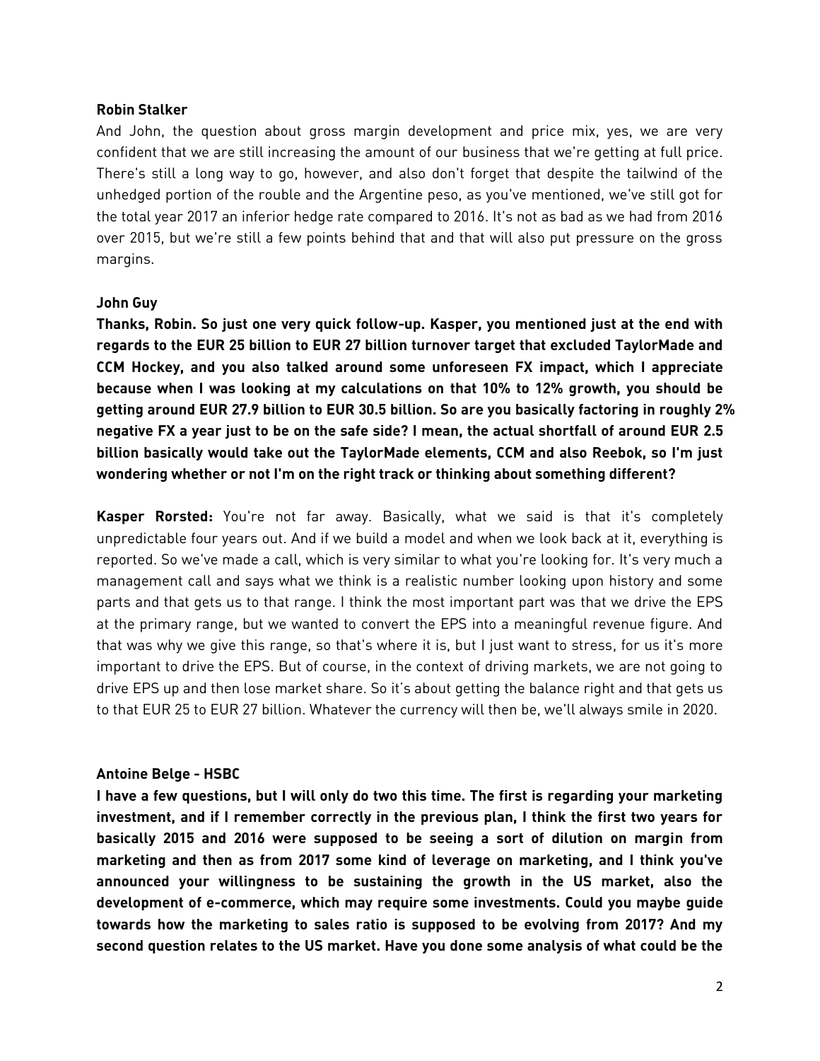**Robin Stalker**

And John, the question about gross margin development and price mix, yes, we are very confident that we are still increasing the amount of our business that we're getting at full price. There's still a long way to go, however, and also don't forget that despite the tailwind of the unhedged portion of the rouble and the Argentine peso, as you've mentioned, we've still got for the total year 2017 an inferior hedge rate compared to 2016. It's not as bad as we had from 2016 over 2015, but we're still a few points behind that and that will also put pressure on the gross margins.

**John Guy**

**Thanks, Robin. So just one very quick follow-up. Kasper, you mentioned just at the end with regards to the EUR 25 billion to EUR 27 billion turnover target that excluded TaylorMade and CCM Hockey, and you also talked around some unforeseen FX impact, which I appreciate because when I was looking at my calculations on that 10% to 12% growth, you should be getting around EUR 27.9 billion to EUR 30.5 billion. So are you basically factoring in roughly 2% negative FX a year just to be on the safe side? I mean, the actual shortfall of around EUR 2.5 billion basically would take out the TaylorMade elements, CCM and also Reebok, so I'm just wondering whether or not I'm on the right track or thinking about something different?**

**Kasper Rorsted:** You're not far away. Basically, what we said is that it's completely unpredictable four years out. And if we build a model and when we look back at it, everything is reported. So we've made a call, which is very similar to what you're looking for. It's very much a management call and says what we think is a realistic number looking upon history and some parts and that gets us to that range. I think the most important part was that we drive the EPS at the primary range, but we wanted to convert the EPS into a meaningful revenue figure. And that was why we give this range, so that's where it is, but I just want to stress, for us it's more important to drive the EPS. But of course, in the context of driving markets, we are not going to drive EPS up and then lose market share. So it's about getting the balance right and that gets us to that EUR 25 to EUR 27 billion. Whatever the currency will then be, we'll always smile in 2020.

**Antoine Belge - HSBC**

**I have a few questions, but I will only do two this time. The first is regarding your marketing investment, and if I remember correctly in the previous plan, I think the first two years for basically 2015 and 2016 were supposed to be seeing a sort of dilution on margin from marketing and then as from 2017 some kind of leverage on marketing, and I think you've announced your willingness to be sustaining the growth in the US market, also the development of e-commerce, which may require some investments. Could you maybe guide towards how the marketing to sales ratio is supposed to be evolving from 2017? And my second question relates to the US market. Have you done some analysis of what could be the**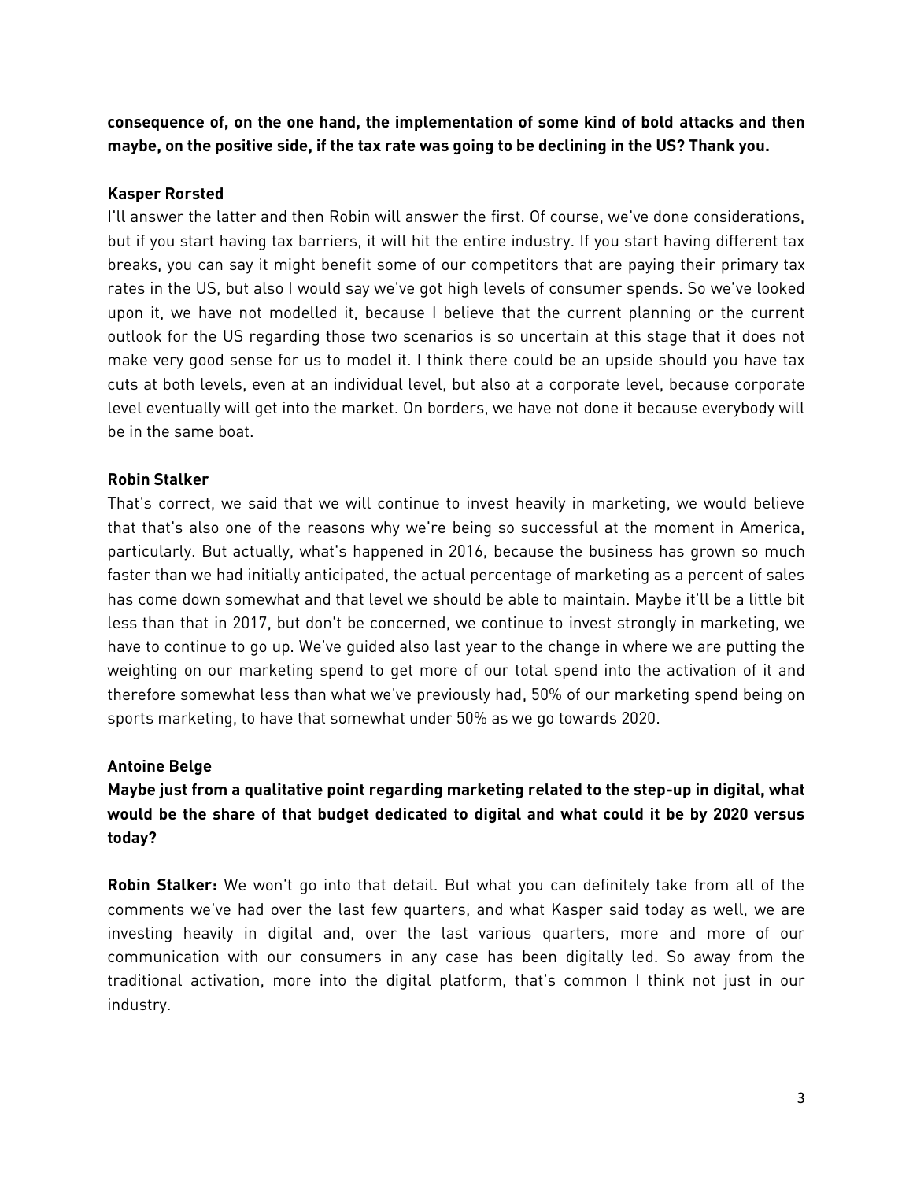**consequence of, on the one hand, the implementation of some kind of bold attacks and then maybe, on the positive side, if the tax rate was going to be declining in the US? Thank you.**

**Kasper Rorsted**

I'll answer the latter and then Robin will answer the first. Of course, we've done considerations, but if you start having tax barriers, it will hit the entire industry. If you start having different tax breaks, you can say it might benefit some of our competitors that are paying their primary tax rates in the US, but also I would say we've got high levels of consumer spends. So we've looked upon it, we have not modelled it, because I believe that the current planning or the current outlook for the US regarding those two scenarios is so uncertain at this stage that it does not make very good sense for us to model it. I think there could be an upside should you have tax cuts at both levels, even at an individual level, but also at a corporate level, because corporate level eventually will get into the market. On borders, we have not done it because everybody will be in the same boat.

**Robin Stalker**

That's correct, we said that we will continue to invest heavily in marketing, we would believe that that's also one of the reasons why we're being so successful at the moment in America, particularly. But actually, what's happened in 2016, because the business has grown so much faster than we had initially anticipated, the actual percentage of marketing as a percent of sales has come down somewhat and that level we should be able to maintain. Maybe it'll be a little bit less than that in 2017, but don't be concerned, we continue to invest strongly in marketing, we have to continue to go up. We've guided also last year to the change in where we are putting the weighting on our marketing spend to get more of our total spend into the activation of it and therefore somewhat less than what we've previously had, 50% of our marketing spend being on sports marketing, to have that somewhat under 50% as we go towards 2020.

**Antoine Belge**

**Maybe just from a qualitative point regarding marketing related to the step-up in digital, what would be the share of that budget dedicated to digital and what could it be by 2020 versus today?**

**Robin Stalker:** We won't go into that detail. But what you can definitely take from all of the comments we've had over the last few quarters, and what Kasper said today as well, we are investing heavily in digital and, over the last various quarters, more and more of our communication with our consumers in any case has been digitally led. So away from the traditional activation, more into the digital platform, that's common I think not just in our industry.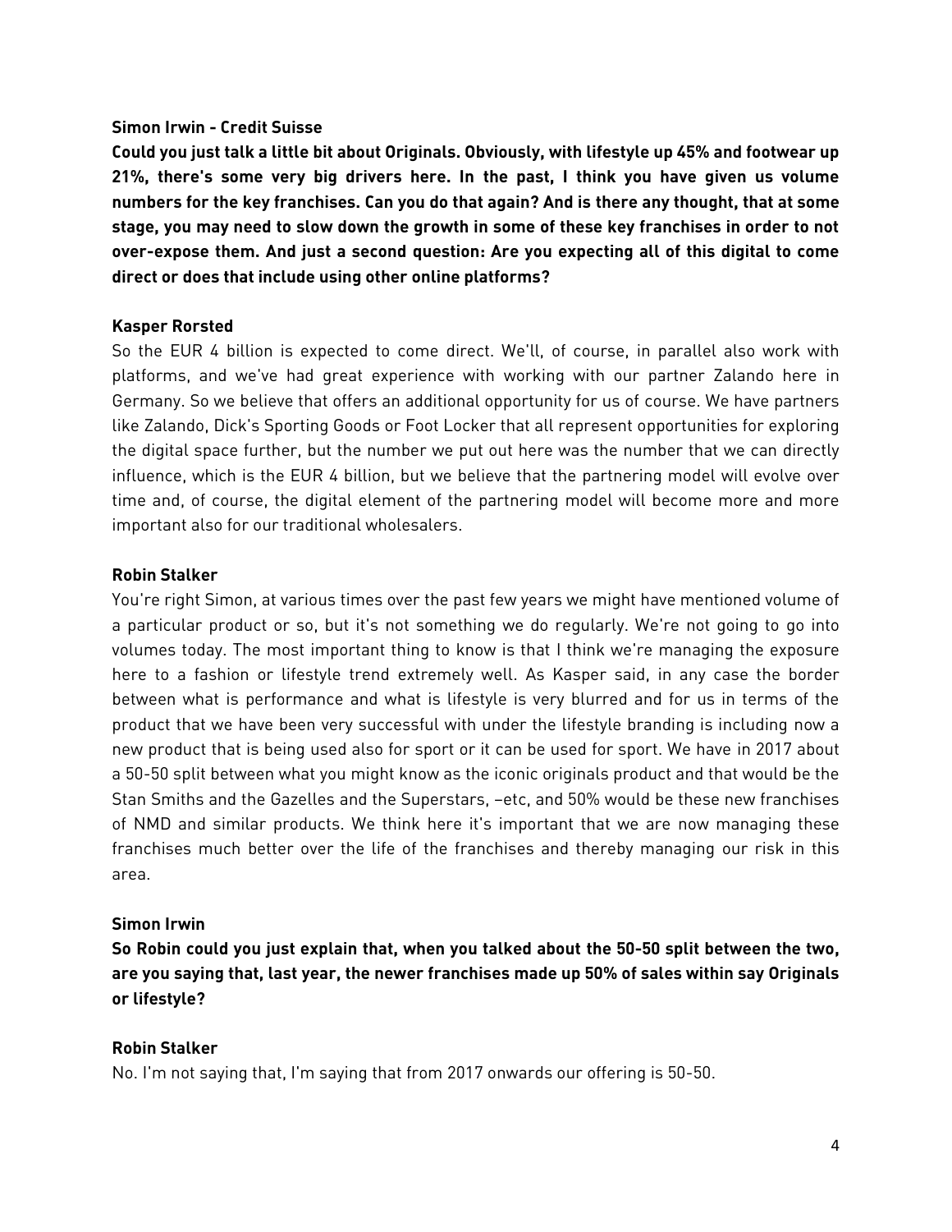**Simon Irwin - Credit Suisse**

**Could you just talk a little bit about Originals. Obviously, with lifestyle up 45% and footwear up 21%, there's some very big drivers here. In the past, I think you have given us volume numbers for the key franchises. Can you do that again? And is there any thought, that at some stage, you may need to slow down the growth in some of these key franchises in order to not over-expose them. And just a second question: Are you expecting all of this digital to come direct or does that include using other online platforms?**

**Kasper Rorsted**

So the EUR 4 billion is expected to come direct. We'll, of course, in parallel also work with platforms, and we've had great experience with working with our partner Zalando here in Germany. So we believe that offers an additional opportunity for us of course. We have partners like Zalando, Dick's Sporting Goods or Foot Locker that all represent opportunities for exploring the digital space further, but the number we put out here was the number that we can directly influence, which is the EUR 4 billion, but we believe that the partnering model will evolve over time and, of course, the digital element of the partnering model will become more and more important also for our traditional wholesalers.

**Robin Stalker**

You're right Simon, at various times over the past few years we might have mentioned volume of a particular product or so, but it's not something we do regularly. We're not going to go into volumes today. The most important thing to know is that I think we're managing the exposure here to a fashion or lifestyle trend extremely well. As Kasper said, in any case the border between what is performance and what is lifestyle is very blurred and for us in terms of the product that we have been very successful with under the lifestyle branding is including now a new product that is being used also for sport or it can be used for sport. We have in 2017 about a 50-50 split between what you might know as the iconic originals product and that would be the Stan Smiths and the Gazelles and the Superstars, –etc, and 50% would be these new franchises of NMD and similar products. We think here it's important that we are now managing these franchises much better over the life of the franchises and thereby managing our risk in this area.

**Simon Irwin**

**So Robin could you just explain that, when you talked about the 50-50 split between the two, are you saying that, last year, the newer franchises made up 50% of sales within say Originals or lifestyle?**

**Robin Stalker**

No. I'm not saying that, I'm saying that from 2017 onwards our offering is 50-50.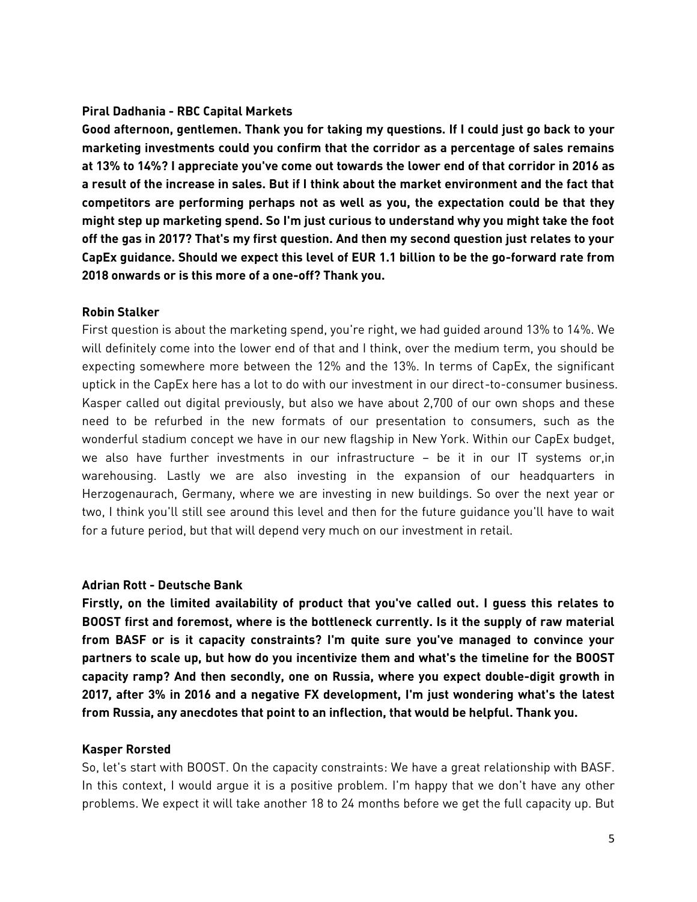**Piral Dadhania - RBC Capital Markets**

**Good afternoon, gentlemen. Thank you for taking my questions. If I could just go back to your marketing investments could you confirm that the corridor as a percentage of sales remains at 13% to 14%? I appreciate you've come out towards the lower end of that corridor in 2016 as a result of the increase in sales. But if I think about the market environment and the fact that competitors are performing perhaps not as well as you, the expectation could be that they might step up marketing spend. So I'm just curious to understand why you might take the foot off the gas in 2017? That's my first question. And then my second question just relates to your CapEx guidance. Should we expect this level of EUR 1.1 billion to be the go-forward rate from 2018 onwards or is this more of a one-off? Thank you.**

**Robin Stalker**

First question is about the marketing spend, you're right, we had guided around 13% to 14%. We will definitely come into the lower end of that and I think, over the medium term, you should be expecting somewhere more between the 12% and the 13%. In terms of CapEx, the significant uptick in the CapEx here has a lot to do with our investment in our direct-to-consumer business. Kasper called out digital previously, but also we have about 2,700 of our own shops and these need to be refurbed in the new formats of our presentation to consumers, such as the wonderful stadium concept we have in our new flagship in New York. Within our CapEx budget, we also have further investments in our infrastructure – be it in our IT systems or,in warehousing. Lastly we are also investing in the expansion of our headquarters in Herzogenaurach, Germany, where we are investing in new buildings. So over the next year or two, I think you'll still see around this level and then for the future guidance you'll have to wait for a future period, but that will depend very much on our investment in retail.

**Adrian Rott - Deutsche Bank**

**Firstly, on the limited availability of product that you've called out. I guess this relates to BOOST first and foremost, where is the bottleneck currently. Is it the supply of raw material from BASF or is it capacity constraints? I'm quite sure you've managed to convince your partners to scale up, but how do you incentivize them and what's the timeline for the BOOST capacity ramp? And then secondly, one on Russia, where you expect double-digit growth in 2017, after 3% in 2016 and a negative FX development, I'm just wondering what's the latest from Russia, any anecdotes that point to an inflection, that would be helpful. Thank you.**

**Kasper Rorsted**

So, let's start with BOOST. On the capacity constraints: We have a great relationship with BASF. In this context, I would argue it is a positive problem. I'm happy that we don't have any other problems. We expect it will take another 18 to 24 months before we get the full capacity up. But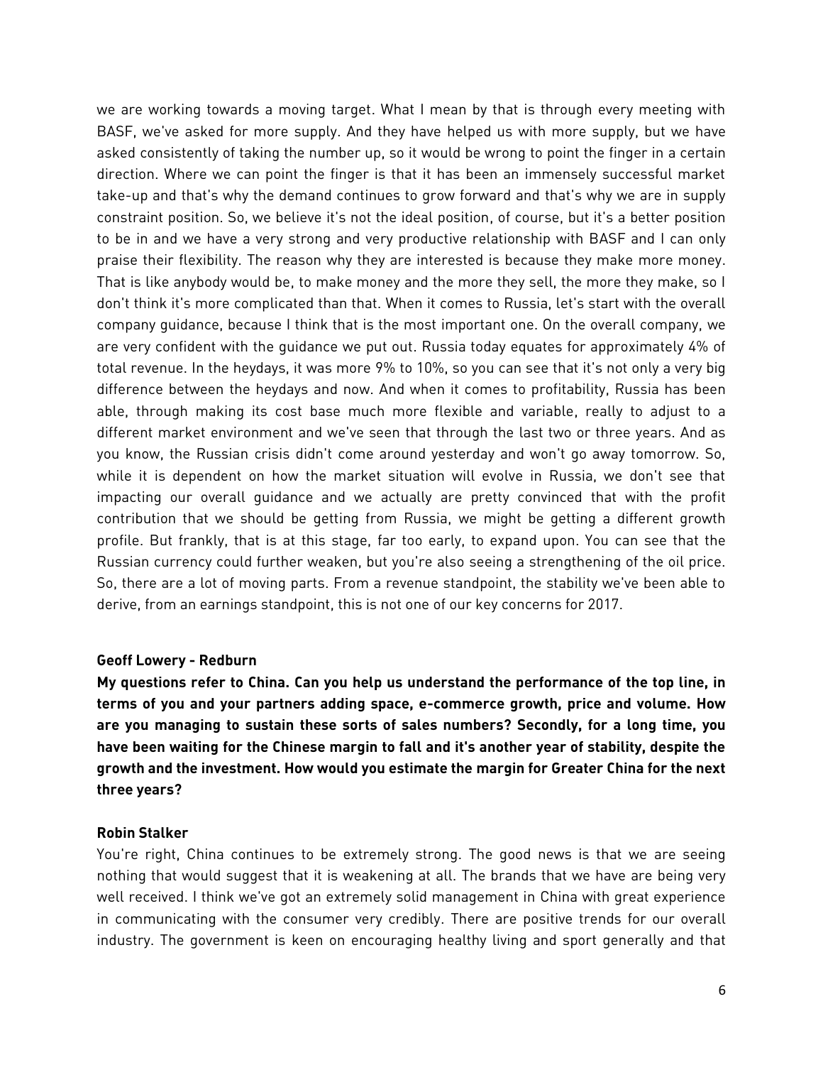we are working towards a moving target. What I mean by that is through every meeting with BASF, we've asked for more supply. And they have helped us with more supply, but we have asked consistently of taking the number up, so it would be wrong to point the finger in a certain direction. Where we can point the finger is that it has been an immensely successful market take-up and that's why the demand continues to grow forward and that's why we are in supply constraint position. So, we believe it's not the ideal position, of course, but it's a better position to be in and we have a very strong and very productive relationship with BASF and I can only praise their flexibility. The reason why they are interested is because they make more money. That is like anybody would be, to make money and the more they sell, the more they make, so I don't think it's more complicated than that. When it comes to Russia, let's start with the overall company guidance, because I think that is the most important one. On the overall company, we are very confident with the guidance we put out. Russia today equates for approximately 4% of total revenue. In the heydays, it was more 9% to 10%, so you can see that it's not only a very big difference between the heydays and now. And when it comes to profitability, Russia has been able, through making its cost base much more flexible and variable, really to adjust to a different market environment and we've seen that through the last two or three years. And as you know, the Russian crisis didn't come around yesterday and won't go away tomorrow. So, while it is dependent on how the market situation will evolve in Russia, we don't see that impacting our overall guidance and we actually are pretty convinced that with the profit contribution that we should be getting from Russia, we might be getting a different growth profile. But frankly, that is at this stage, far too early, to expand upon. You can see that the Russian currency could further weaken, but you're also seeing a strengthening of the oil price. So, there are a lot of moving parts. From a revenue standpoint, the stability we've been able to derive, from an earnings standpoint, this is not one of our key concerns for 2017.

**Geoff Lowery - Redburn**

**My questions refer to China. Can you help us understand the performance of the top line, in terms of you and your partners adding space, e-commerce growth, price and volume. How are you managing to sustain these sorts of sales numbers? Secondly, for a long time, you have been waiting for the Chinese margin to fall and it's another year of stability, despite the growth and the investment. How would you estimate the margin for Greater China for the next three years?**

**Robin Stalker**

You're right, China continues to be extremely strong. The good news is that we are seeing nothing that would suggest that it is weakening at all. The brands that we have are being very well received. I think we've got an extremely solid management in China with great experience in communicating with the consumer very credibly. There are positive trends for our overall industry. The government is keen on encouraging healthy living and sport generally and that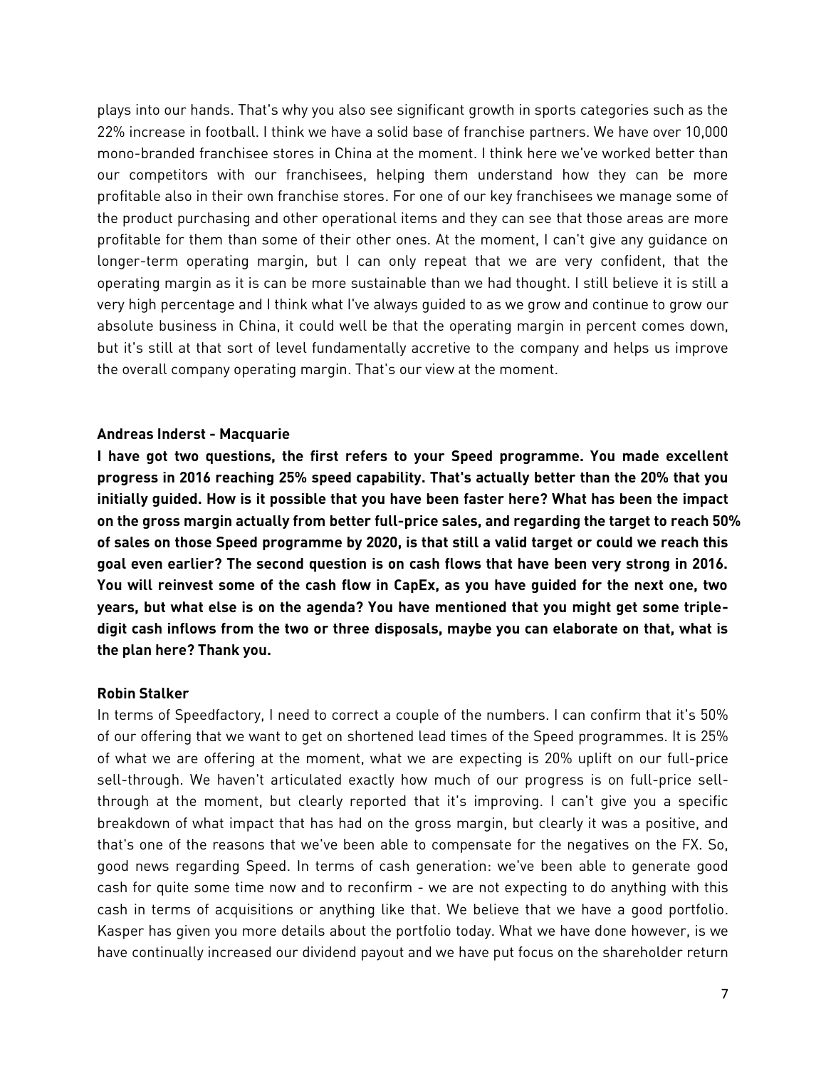plays into our hands. That's why you also see significant growth in sports categories such as the 22% increase in football. I think we have a solid base of franchise partners. We have over 10,000 mono-branded franchisee stores in China at the moment. I think here we've worked better than our competitors with our franchisees, helping them understand how they can be more profitable also in their own franchise stores. For one of our key franchisees we manage some of the product purchasing and other operational items and they can see that those areas are more profitable for them than some of their other ones. At the moment, I can't give any guidance on longer-term operating margin, but I can only repeat that we are very confident, that the operating margin as it is can be more sustainable than we had thought. I still believe it is still a very high percentage and I think what I've always guided to as we grow and continue to grow our absolute business in China, it could well be that the operating margin in percent comes down, but it's still at that sort of level fundamentally accretive to the company and helps us improve the overall company operating margin. That's our view at the moment.

**Andreas Inderst - Macquarie**

**I have got two questions, the first refers to your Speed programme. You made excellent progress in 2016 reaching 25% speed capability. That's actually better than the 20% that you initially guided. How is it possible that you have been faster here? What has been the impact on the gross margin actually from better full-price sales, and regarding the target to reach 50% of sales on those Speed programme by 2020, is that still a valid target or could we reach this goal even earlier? The second question is on cash flows that have been very strong in 2016. You will reinvest some of the cash flow in CapEx, as you have guided for the next one, two years, but what else is on the agenda? You have mentioned that you might get some triple-digit cash inflows from the two or three disposals, maybe you can elaborate on that, what is the plan here? Thank you.**

**Robin Stalker**

In terms of Speedfactory, I need to correct a couple of the numbers. I can confirm that it's 50% of our offering that we want to get on shortened lead times of the Speed programmes. It is 25% of what we are offering at the moment, what we are expecting is 20% uplift on our full-price sell-through. We haven't articulated exactly how much of our progress is on full-price sell-through at the moment, but clearly reported that it's improving. I can't give you a specific breakdown of what impact that has had on the gross margin, but clearly it was a positive, and that's one of the reasons that we've been able to compensate for the negatives on the FX. So, good news regarding Speed. In terms of cash generation: we've been able to generate good cash for quite some time now and to reconfirm - we are not expecting to do anything with this cash in terms of acquisitions or anything like that. We believe that we have a good portfolio. Kasper has given you more details about the portfolio today. What we have done however, is we have continually increased our dividend payout and we have put focus on the shareholder return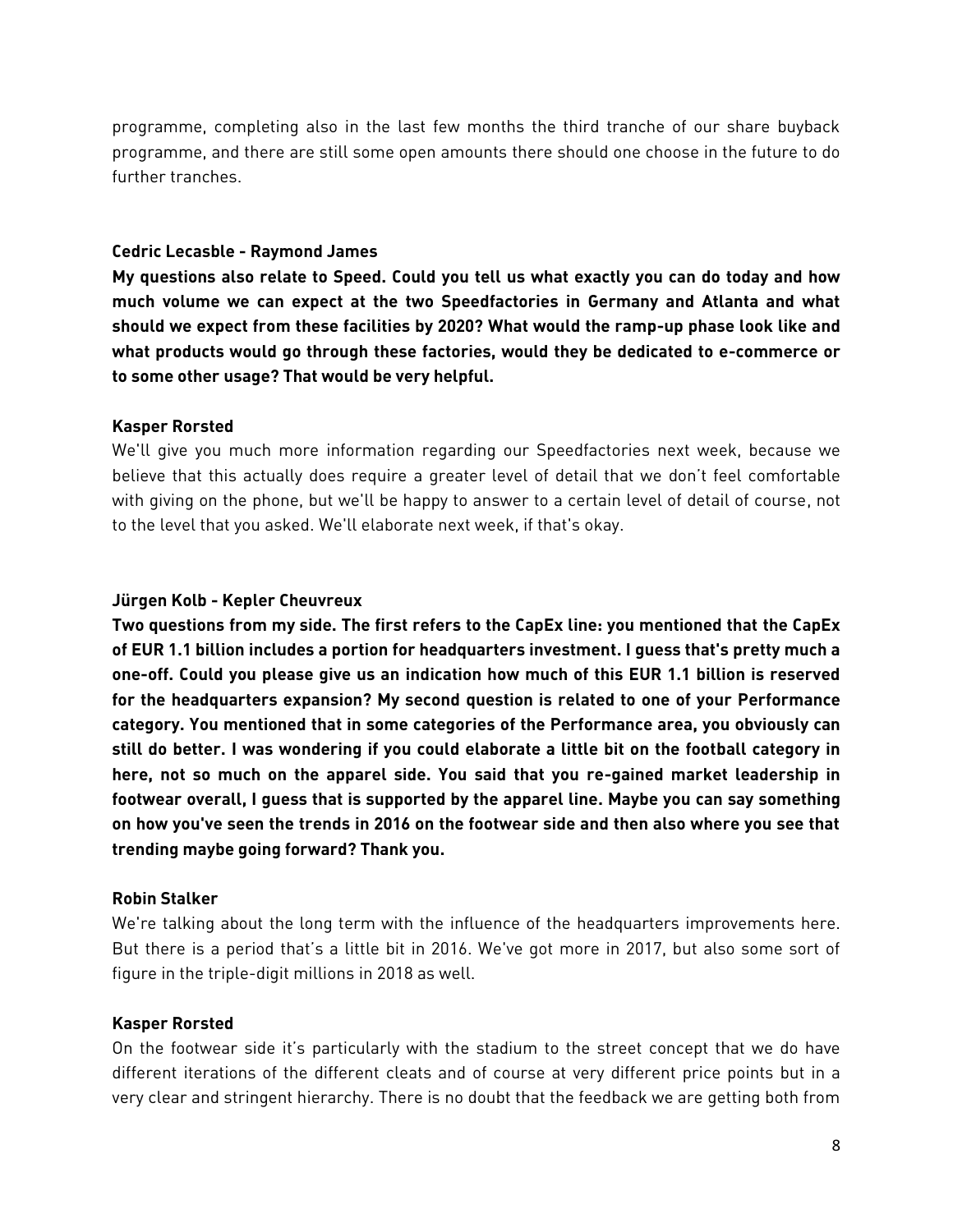programme, completing also in the last few months the third tranche of our share buyback programme, and there are still some open amounts there should one choose in the future to do further tranches.

**Cedric Lecasble - Raymond James**

**My questions also relate to Speed. Could you tell us what exactly you can do today and how much volume we can expect at the two Speedfactories in Germany and Atlanta and what should we expect from these facilities by 2020? What would the ramp-up phase look like and what products would go through these factories, would they be dedicated to e-commerce or to some other usage? That would be very helpful.**

**Kasper Rorsted**

We'll give you much more information regarding our Speedfactories next week, because we believe that this actually does require a greater level of detail that we don't feel comfortable with giving on the phone, but we'll be happy to answer to a certain level of detail of course, not to the level that you asked. We'll elaborate next week, if that's okay.

**Jürgen Kolb - Kepler Cheuvreux**

**Two questions from my side. The first refers to the CapEx line: you mentioned that the CapEx of EUR 1.1 billion includes a portion for headquarters investment. I guess that's pretty much a one-off. Could you please give us an indication how much of this EUR 1.1 billion is reserved for the headquarters expansion? My second question is related to one of your Performance category. You mentioned that in some categories of the Performance area, you obviously can still do better. I was wondering if you could elaborate a little bit on the football category in here, not so much on the apparel side. You said that you re-gained market leadership in footwear overall, I guess that is supported by the apparel line. Maybe you can say something on how you've seen the trends in 2016 on the footwear side and then also where you see that trending maybe going forward? Thank you.**

**Robin Stalker**

We're talking about the long term with the influence of the headquarters improvements here. But there is a period that's a little bit in 2016. We've got more in 2017, but also some sort of figure in the triple-digit millions in 2018 as well.

**Kasper Rorsted**

On the footwear side it's particularly with the stadium to the street concept that we do have different iterations of the different cleats and of course at very different price points but in a very clear and stringent hierarchy. There is no doubt that the feedback we are getting both from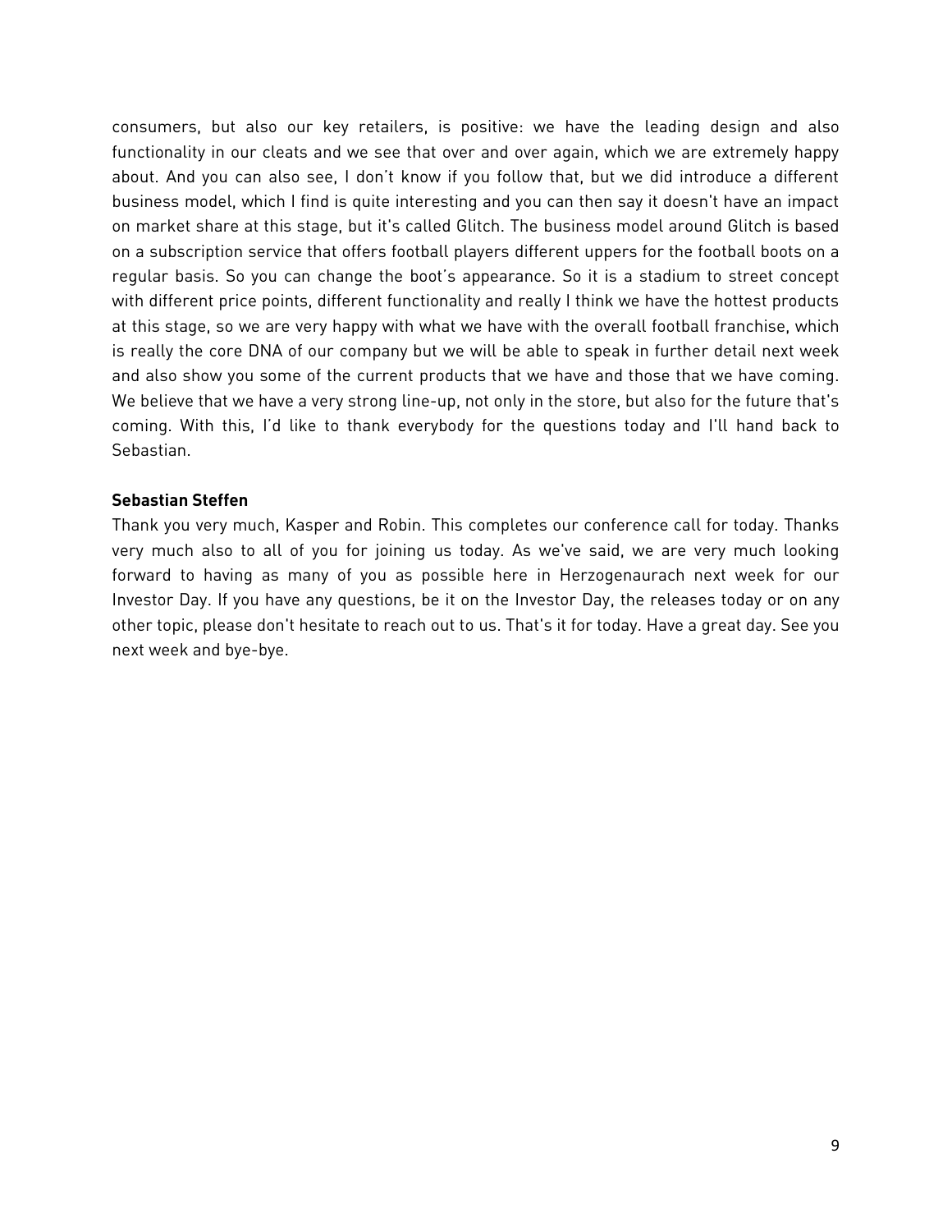consumers, but also our key retailers, is positive: we have the leading design and also functionality in our cleats and we see that over and over again, which we are extremely happy about. And you can also see, I don't know if you follow that, but we did introduce a different business model, which I find is quite interesting and you can then say it doesn't have an impact on market share at this stage, but it's called Glitch. The business model around Glitch is based on a subscription service that offers football players different uppers for the football boots on a regular basis. So you can change the boot's appearance. So it is a stadium to street concept with different price points, different functionality and really I think we have the hottest products at this stage, so we are very happy with what we have with the overall football franchise, which is really the core DNA of our company but we will be able to speak in further detail next week and also show you some of the current products that we have and those that we have coming. We believe that we have a very strong line-up, not only in the store, but also for the future that's coming. With this, I'd like to thank everybody for the questions today and I'll hand back to Sebastian.

**Sebastian Steffen**

Thank you very much, Kasper and Robin. This completes our conference call for today. Thanks very much also to all of you for joining us today. As we've said, we are very much looking forward to having as many of you as possible here in Herzogenaurach next week for our Investor Day. If you have any questions, be it on the Investor Day, the releases today or on any other topic, please don't hesitate to reach out to us. That's it for today. Have a great day. See you next week and bye-bye.